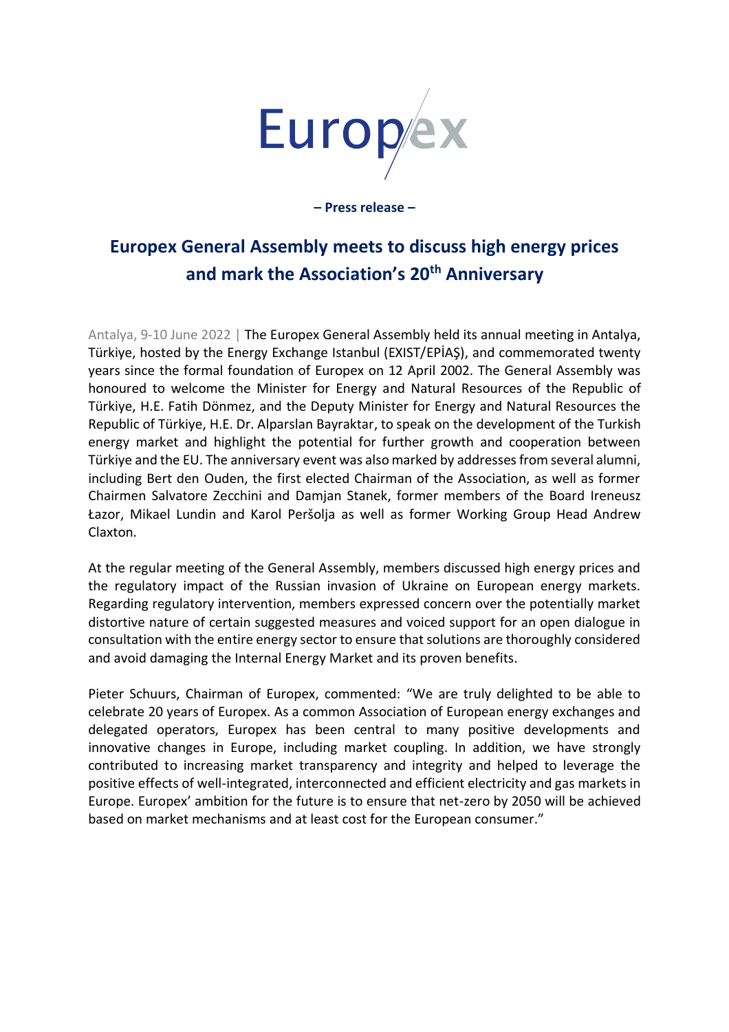Europex

**– Press release –**

# Europex General Assembly meets to discuss high energy prices and mark the Association's 20th Anniversary

Antalya, 9-10 June 2022 | The Europex General Assembly held its annual meeting in Antalya, Türkiye, hosted by the Energy Exchange Istanbul (EXIST/EPİAŞ), and commemorated twenty years since the formal foundation of Europex on 12 April 2002. The General Assembly was honoured to welcome the Minister for Energy and Natural Resources of the Republic of Türkiye, H.E. Fatih Dönmez, and the Deputy Minister for Energy and Natural Resources the Republic of Türkiye, H.E. Dr. Alparslan Bayraktar, to speak on the development of the Turkish energy market and highlight the potential for further growth and cooperation between Türkiye and the EU. The anniversary event was also marked by addresses from several alumni, including Bert den Ouden, the first elected Chairman of the Association, as well as former Chairmen Salvatore Zecchini and Damjan Stanek, former members of the Board Ireneusz Łazor, Mikael Lundin and Karol Peršolja as well as former Working Group Head Andrew Claxton.

At the regular meeting of the General Assembly, members discussed high energy prices and the regulatory impact of the Russian invasion of Ukraine on European energy markets. Regarding regulatory intervention, members expressed concern over the potentially market distortive nature of certain suggested measures and voiced support for an open dialogue in consultation with the entire energy sector to ensure that solutions are thoroughly considered and avoid damaging the Internal Energy Market and its proven benefits.

Pieter Schuurs, Chairman of Europex, commented: "We are truly delighted to be able to celebrate 20 years of Europex. As a common Association of European energy exchanges and delegated operators, Europex has been central to many positive developments and innovative changes in Europe, including market coupling. In addition, we have strongly contributed to increasing market transparency and integrity and helped to leverage the positive effects of well-integrated, interconnected and efficient electricity and gas markets in Europe. Europex' ambition for the future is to ensure that net-zero by 2050 will be achieved based on market mechanisms and at least cost for the European consumer."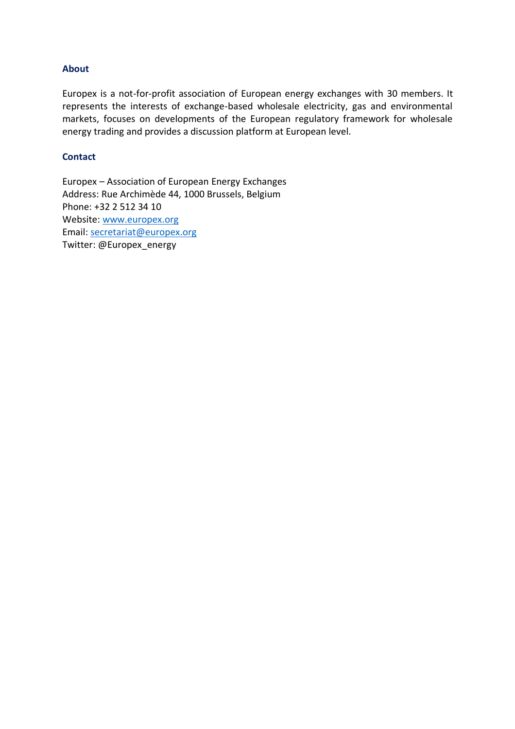## About

Europex is a not-for-profit association of European energy exchanges with 30 members. It represents the interests of exchange-based wholesale electricity, gas and environmental markets, focuses on developments of the European regulatory framework for wholesale energy trading and provides a discussion platform at European level.

## Contact

Europex – Association of European Energy Exchanges
Address: Rue Archimède 44, 1000 Brussels, Belgium
Phone: +32 2 512 34 10
Website: [www.europex.org](http://www.europex.org)
Email: [secretariat@europex.org](mailto:secretariat@europex.org)
Twitter: @Europex_energy